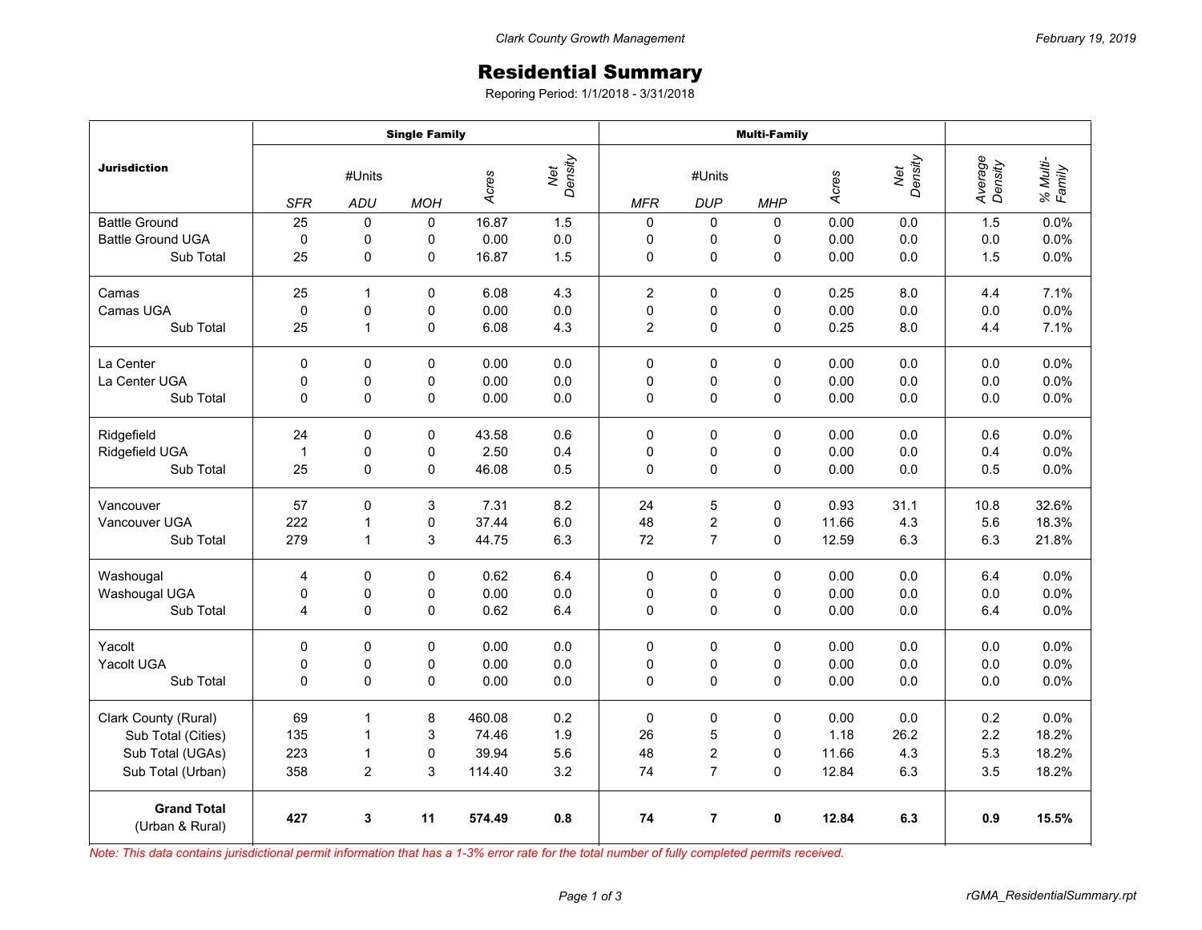# Residential Summary

Reporing Period: 1/1/2018 - 3/31/2018

| Jurisdiction | Single Family | | | | | Multi-Family | | | | | | |
|---|---|---|---|---|---|---|---|---|---|---|---|---|
| | #Units | | | Acres | Net Density | #Units | | | Acres | Net Density | Average Density | % Multi-Family |
| | SFR | ADU | MOH | | | MFR | DUP | MHP | | | | |
| Battle Ground | 25 | 0 | 0 | 16.87 | 1.5 | 0 | 0 | 0 | 0.00 | 0.0 | 1.5 | 0.0% |
| Battle Ground UGA | 0 | 0 | 0 | 0.00 | 0.0 | 0 | 0 | 0 | 0.00 | 0.0 | 0.0 | 0.0% |
| Sub Total | 25 | 0 | 0 | 16.87 | 1.5 | 0 | 0 | 0 | 0.00 | 0.0 | 1.5 | 0.0% |
| Camas | 25 | 1 | 0 | 6.08 | 4.3 | 2 | 0 | 0 | 0.25 | 8.0 | 4.4 | 7.1% |
| Camas UGA | 0 | 0 | 0 | 0.00 | 0.0 | 0 | 0 | 0 | 0.00 | 0.0 | 0.0 | 0.0% |
| Sub Total | 25 | 1 | 0 | 6.08 | 4.3 | 2 | 0 | 0 | 0.25 | 8.0 | 4.4 | 7.1% |
| La Center | 0 | 0 | 0 | 0.00 | 0.0 | 0 | 0 | 0 | 0.00 | 0.0 | 0.0 | 0.0% |
| La Center UGA | 0 | 0 | 0 | 0.00 | 0.0 | 0 | 0 | 0 | 0.00 | 0.0 | 0.0 | 0.0% |
| Sub Total | 0 | 0 | 0 | 0.00 | 0.0 | 0 | 0 | 0 | 0.00 | 0.0 | 0.0 | 0.0% |
| Ridgefield | 24 | 0 | 0 | 43.58 | 0.6 | 0 | 0 | 0 | 0.00 | 0.0 | 0.6 | 0.0% |
| Ridgefield UGA | 1 | 0 | 0 | 2.50 | 0.4 | 0 | 0 | 0 | 0.00 | 0.0 | 0.4 | 0.0% |
| Sub Total | 25 | 0 | 0 | 46.08 | 0.5 | 0 | 0 | 0 | 0.00 | 0.0 | 0.5 | 0.0% |
| Vancouver | 57 | 0 | 3 | 7.31 | 8.2 | 24 | 5 | 0 | 0.93 | 31.1 | 10.8 | 32.6% |
| Vancouver UGA | 222 | 1 | 0 | 37.44 | 6.0 | 48 | 2 | 0 | 11.66 | 4.3 | 5.6 | 18.3% |
| Sub Total | 279 | 1 | 3 | 44.75 | 6.3 | 72 | 7 | 0 | 12.59 | 6.3 | 6.3 | 21.8% |
| Washougal | 4 | 0 | 0 | 0.62 | 6.4 | 0 | 0 | 0 | 0.00 | 0.0 | 6.4 | 0.0% |
| Washougal UGA | 0 | 0 | 0 | 0.00 | 0.0 | 0 | 0 | 0 | 0.00 | 0.0 | 0.0 | 0.0% |
| Sub Total | 4 | 0 | 0 | 0.62 | 6.4 | 0 | 0 | 0 | 0.00 | 0.0 | 6.4 | 0.0% |
| Yacolt | 0 | 0 | 0 | 0.00 | 0.0 | 0 | 0 | 0 | 0.00 | 0.0 | 0.0 | 0.0% |
| Yacolt UGA | 0 | 0 | 0 | 0.00 | 0.0 | 0 | 0 | 0 | 0.00 | 0.0 | 0.0 | 0.0% |
| Sub Total | 0 | 0 | 0 | 0.00 | 0.0 | 0 | 0 | 0 | 0.00 | 0.0 | 0.0 | 0.0% |
| Clark County (Rural) | 69 | 1 | 8 | 460.08 | 0.2 | 0 | 0 | 0 | 0.00 | 0.0 | 0.2 | 0.0% |
| Sub Total (Cities) | 135 | 1 | 3 | 74.46 | 1.9 | 26 | 5 | 0 | 1.18 | 26.2 | 2.2 | 18.2% |
| Sub Total (UGAs) | 223 | 1 | 0 | 39.94 | 5.6 | 48 | 2 | 0 | 11.66 | 4.3 | 5.3 | 18.2% |
| Sub Total (Urban) | 358 | 2 | 3 | 114.40 | 3.2 | 74 | 7 | 0 | 12.84 | 6.3 | 3.5 | 18.2% |
| **Grand Total** (Urban & Rural) | **427** | **3** | **11** | **574.49** | **0.8** | **74** | **7** | **0** | **12.84** | **6.3** | **0.9** | **15.5%** |

*Note: This data contains jurisdictional permit information that has a 1-3% error rate for the total number of fully completed permits received.*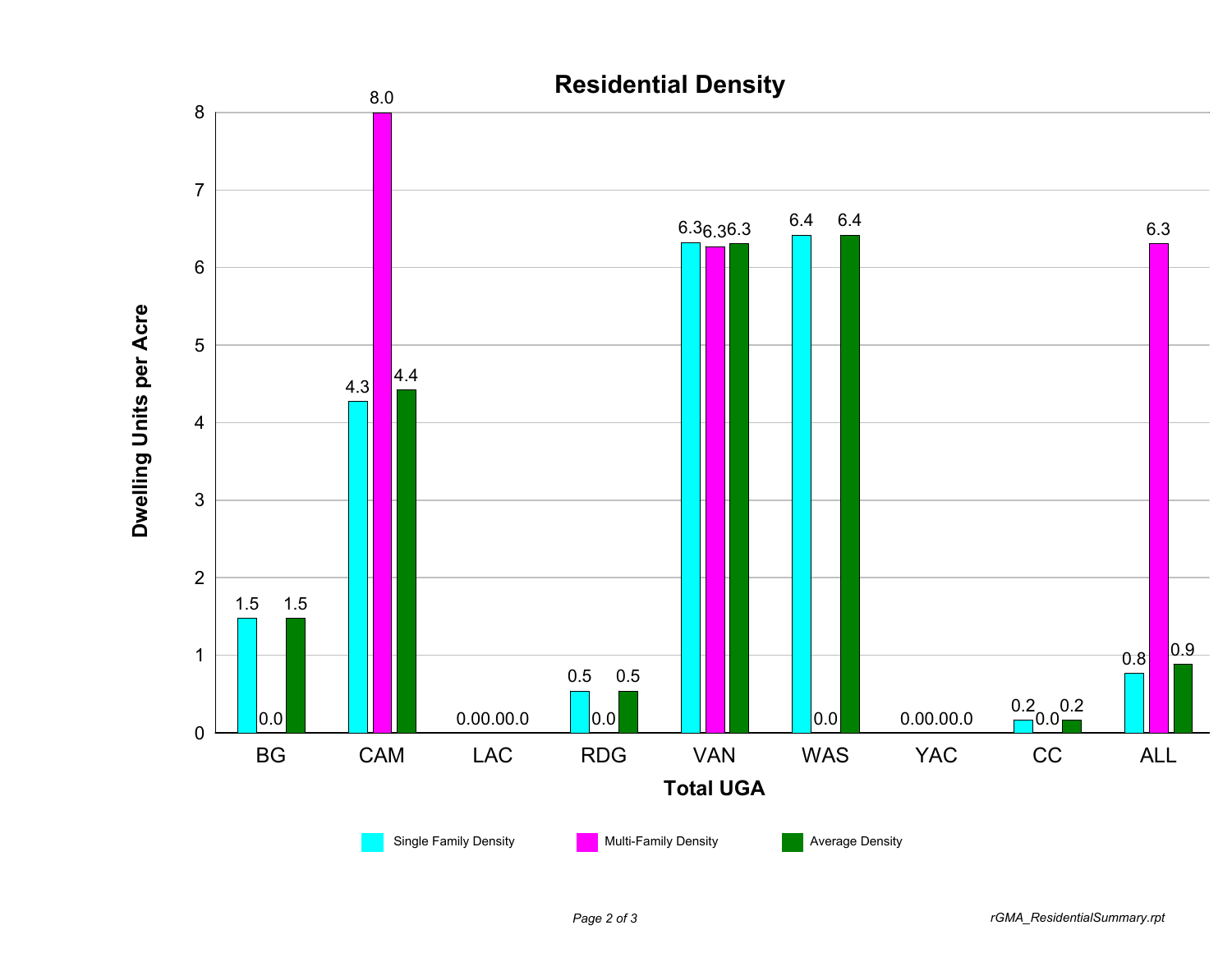# Residential Density

| Total UGA | Single Family Density | Multi-Family Density | Average Density |
|---|---|---|---|
| BG | 1.5 | 0.0 | 1.5 |
| CAM | 4.3 | 8.0 | 4.4 |
| LAC | 0.0 | 0.0 | 0.0 |
| RDG | 0.5 | 0.0 | 0.5 |
| VAN | 6.3 | 6.3 | 6.3 |
| WAS | 6.4 | 0.0 | 6.4 |
| YAC | 0.0 | 0.0 | 0.0 |
| CC | 0.2 | 0.0 | 0.2 |
| ALL | 0.8 | 6.3 | 0.9 |

Dwelling Units per Acre

rGMA_ResidentialSummary.rpt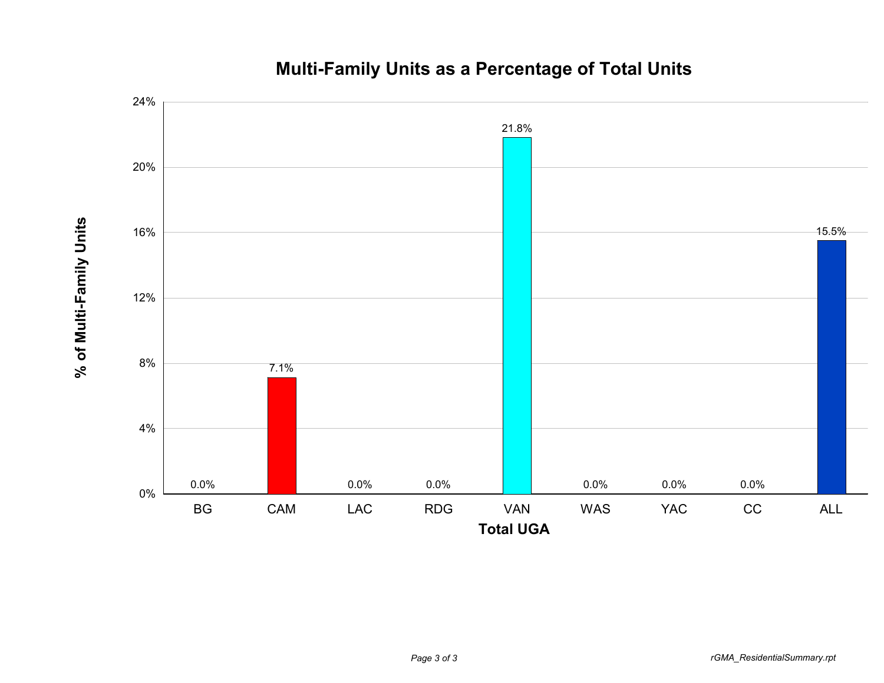## Multi-Family Units as a Percentage of Total Units

% of Multi-Family Units

24%
20%
16%
12%
8%
4%
0%

0.0%
7.1%
0.0%
0.0%
21.8%
0.0%
0.0%
0.0%
15.5%

BG CAM LAC RDG VAN WAS YAC CC ALL

**Total UGA**

*rGMA_ResidentialSummary.rpt*